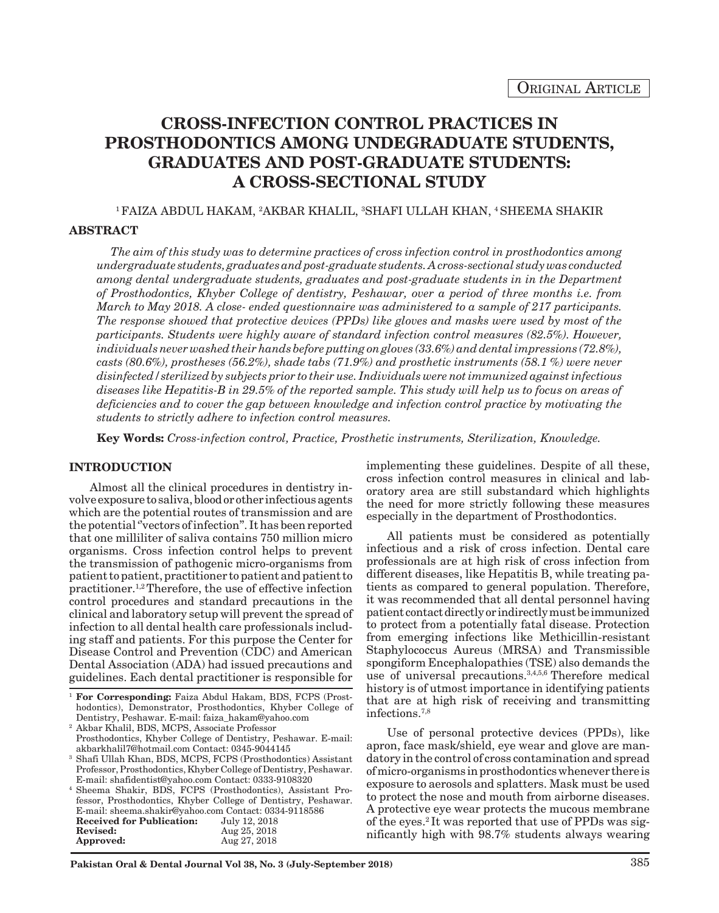Original Article

# CROSS-INFECTION CONTROL PRACTICES IN PROSTHODONTICS AMONG UNDEGRADUATE STUDENTS, GRADUATES AND POST-GRADUATE STUDENTS: A CROSS-SECTIONAL STUDY

[1]FAIZA ABDUL HAKAM, [2]AKBAR KHALIL, [3]SHAFI ULLAH KHAN, [4]SHEEMA SHAKIR

## ABSTRACT

*The aim of this study was to determine practices of cross infection control in prosthodontics among undergraduate students, graduates and post-graduate students. A cross-sectional study was conducted among dental undergraduate students, graduates and post-graduate students in in the Department of Prosthodontics, Khyber College of dentistry, Peshawar, over a period of three months i.e. from March to May 2018. A close- ended questionnaire was administered to a sample of 217 participants. The response showed that protective devices (PPDs) like gloves and masks were used by most of the participants. Students were highly aware of standard infection control measures (82.5%). However, individuals never washed their hands before putting on gloves (33.6%) and dental impressions (72.8%), casts (80.6%), prostheses (56.2%), shade tabs (71.9%) and prosthetic instruments (58.1 %) were never disinfected / sterilized by subjects prior to their use. Individuals were not immunized against infectious diseases like Hepatitis-B in 29.5% of the reported sample. This study will help us to focus on areas of deficiencies and to cover the gap between knowledge and infection control practice by motivating the students to strictly adhere to infection control measures.*

**Key Words:** *Cross-infection control, Practice, Prosthetic instruments, Sterilization, Knowledge.*

## INTRODUCTION

Almost all the clinical procedures in dentistry involve exposure to saliva, blood or other infectious agents which are the potential routes of transmission and are the potential "vectors of infection". It has been reported that one milliliter of saliva contains 750 million micro organisms. Cross infection control helps to prevent the transmission of pathogenic micro-organisms from patient to patient, practitioner to patient and patient to practitioner.[1,2] Therefore, the use of effective infection control procedures and standard precautions in the clinical and laboratory setup will prevent the spread of infection to all dental health care professionals including staff and patients. For this purpose the Center for Disease Control and Prevention (CDC) and American Dental Association (ADA) had issued precautions and guidelines. Each dental practitioner is responsible for implementing these guidelines. Despite of all these, cross infection control measures in clinical and laboratory area are still substandard which highlights the need for more strictly following these measures especially in the department of Prosthodontics.

All patients must be considered as potentially infectious and a risk of cross infection. Dental care professionals are at high risk of cross infection from different diseases, like Hepatitis B, while treating patients as compared to general population. Therefore, it was recommended that all dental personnel having patient contact directly or indirectly must be immunized to protect from a potentially fatal disease. Protection from emerging infections like Methicillin-resistant Staphylococcus Aureus (MRSA) and Transmissible spongiform Encephalopathies (TSE) also demands the use of universal precautions.[3,4,5,6] Therefore medical history is of utmost importance in identifying patients that are at high risk of receiving and transmitting infections.[7,8]

Use of personal protective devices (PPDs), like apron, face mask/shield, eye wear and glove are mandatory in the control of cross contamination and spread of micro-organisms in prosthodontics whenever there is exposure to aerosols and splatters. Mask must be used to protect the nose and mouth from airborne diseases. A protective eye wear protects the mucous membrane of the eyes.[2] It was reported that use of PPDs was significantly high with 98.7% students always wearing

---

[1] **For Corresponding:** Faiza Abdul Hakam, BDS, FCPS (Prosthodontics), Demonstrator, Prosthodontics, Khyber College of Dentistry, Peshawar. E-mail: faiza_hakam@yahoo.com

[2] Akbar Khalil, BDS, MCPS, Associate Professor Prosthodontics, Khyber College of Dentistry, Peshawar. E-mail: akbarkhalil7@hotmail.com Contact: 0345-9044145

[3] Shafi Ullah Khan, BDS, MCPS, FCPS (Prosthodontics) Assistant Professor, Prosthodontics, Khyber College of Dentistry, Peshawar. E-mail: shafidentist@yahoo.com Contact: 0333-9108320

[4] Sheema Shakir, BDS, FCPS (Prosthodontics), Assistant Professor, Prosthodontics, Khyber College of Dentistry, Peshawar. E-mail: sheema.shakir@yahoo.com Contact: 0334-9118586

| | |
|---|---|
| **Received for Publication:** | July 12, 2018 |
| **Revised:** | Aug 25, 2018 |
| **Approved:** | Aug 27, 2018 |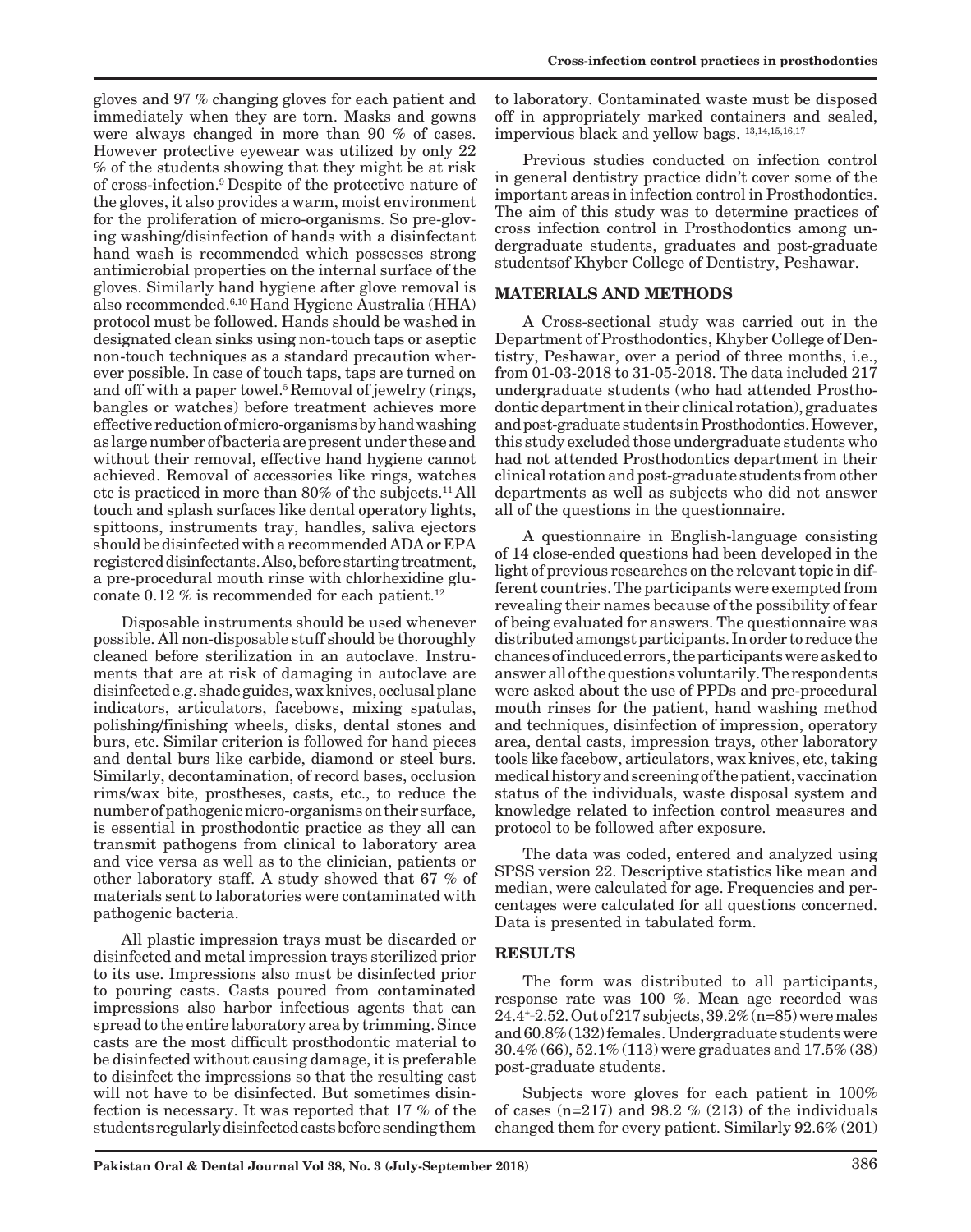gloves and 97 % changing gloves for each patient and immediately when they are torn. Masks and gowns were always changed in more than 90 % of cases. However protective eyewear was utilized by only 22 % of the students showing that they might be at risk of cross-infection.[9] Despite of the protective nature of the gloves, it also provides a warm, moist environment for the proliferation of micro-organisms. So pre-gloving washing/disinfection of hands with a disinfectant hand wash is recommended which possesses strong antimicrobial properties on the internal surface of the gloves. Similarly hand hygiene after glove removal is also recommended.[6,10] Hand Hygiene Australia (HHA) protocol must be followed. Hands should be washed in designated clean sinks using non-touch taps or aseptic non-touch techniques as a standard precaution wherever possible. In case of touch taps, taps are turned on and off with a paper towel.[5] Removal of jewelry (rings, bangles or watches) before treatment achieves more effective reduction of micro-organisms by hand washing as large number of bacteria are present under these and without their removal, effective hand hygiene cannot achieved. Removal of accessories like rings, watches etc is practiced in more than 80% of the subjects.[11] All touch and splash surfaces like dental operatory lights, spittoons, instruments tray, handles, saliva ejectors should be disinfected with a recommended ADA or EPA registered disinfectants. Also, before starting treatment, a pre-procedural mouth rinse with chlorhexidine gluconate 0.12 % is recommended for each patient.[12]

Disposable instruments should be used whenever possible. All non-disposable stuff should be thoroughly cleaned before sterilization in an autoclave. Instruments that are at risk of damaging in autoclave are disinfected e.g. shade guides, wax knives, occlusal plane indicators, articulators, facebows, mixing spatulas, polishing/finishing wheels, disks, dental stones and burs, etc. Similar criterion is followed for hand pieces and dental burs like carbide, diamond or steel burs. Similarly, decontamination, of record bases, occlusion rims/wax bite, prostheses, casts, etc., to reduce the number of pathogenic micro-organisms on their surface, is essential in prosthodontic practice as they all can transmit pathogens from clinical to laboratory area and vice versa as well as to the clinician, patients or other laboratory staff. A study showed that 67 % of materials sent to laboratories were contaminated with pathogenic bacteria.

All plastic impression trays must be discarded or disinfected and metal impression trays sterilized prior to its use. Impressions also must be disinfected prior to pouring casts. Casts poured from contaminated impressions also harbor infectious agents that can spread to the entire laboratory area by trimming. Since casts are the most difficult prosthodontic material to be disinfected without causing damage, it is preferable to disinfect the impressions so that the resulting cast will not have to be disinfected. But sometimes disinfection is necessary. It was reported that 17 % of the students regularly disinfected casts before sending them to laboratory. Contaminated waste must be disposed off in appropriately marked containers and sealed, impervious black and yellow bags. [13,14,15,16,17]

Previous studies conducted on infection control in general dentistry practice didn't cover some of the important areas in infection control in Prosthodontics. The aim of this study was to determine practices of cross infection control in Prosthodontics among undergraduate students, graduates and post-graduate studentsof Khyber College of Dentistry, Peshawar.

## MATERIALS AND METHODS

A Cross-sectional study was carried out in the Department of Prosthodontics, Khyber College of Dentistry, Peshawar, over a period of three months, i.e., from 01-03-2018 to 31-05-2018. The data included 217 undergraduate students (who had attended Prosthodontic department in their clinical rotation), graduates and post-graduate students in Prosthodontics. However, this study excluded those undergraduate students who had not attended Prosthodontics department in their clinical rotation and post-graduate students from other departments as well as subjects who did not answer all of the questions in the questionnaire.

A questionnaire in English-language consisting of 14 close-ended questions had been developed in the light of previous researches on the relevant topic in different countries. The participants were exempted from revealing their names because of the possibility of fear of being evaluated for answers. The questionnaire was distributed amongst participants. In order to reduce the chances of induced errors, the participants were asked to answer all of the questions voluntarily. The respondents were asked about the use of PPDs and pre-procedural mouth rinses for the patient, hand washing method and techniques, disinfection of impression, operatory area, dental casts, impression trays, other laboratory tools like facebow, articulators, wax knives, etc, taking medical history and screening of the patient, vaccination status of the individuals, waste disposal system and knowledge related to infection control measures and protocol to be followed after exposure.

The data was coded, entered and analyzed using SPSS version 22. Descriptive statistics like mean and median, were calculated for age. Frequencies and percentages were calculated for all questions concerned. Data is presented in tabulated form.

## RESULTS

The form was distributed to all participants, response rate was 100 %. Mean age recorded was $24.4 \pm 2.52$. Out of 217 subjects, 39.2% (n=85) were males and 60.8% (132) females. Undergraduate students were 30.4% (66), 52.1% (113) were graduates and 17.5% (38) post-graduate students.

Subjects wore gloves for each patient in 100% of cases (n=217) and 98.2 % (213) of the individuals changed them for every patient. Similarly 92.6% (201)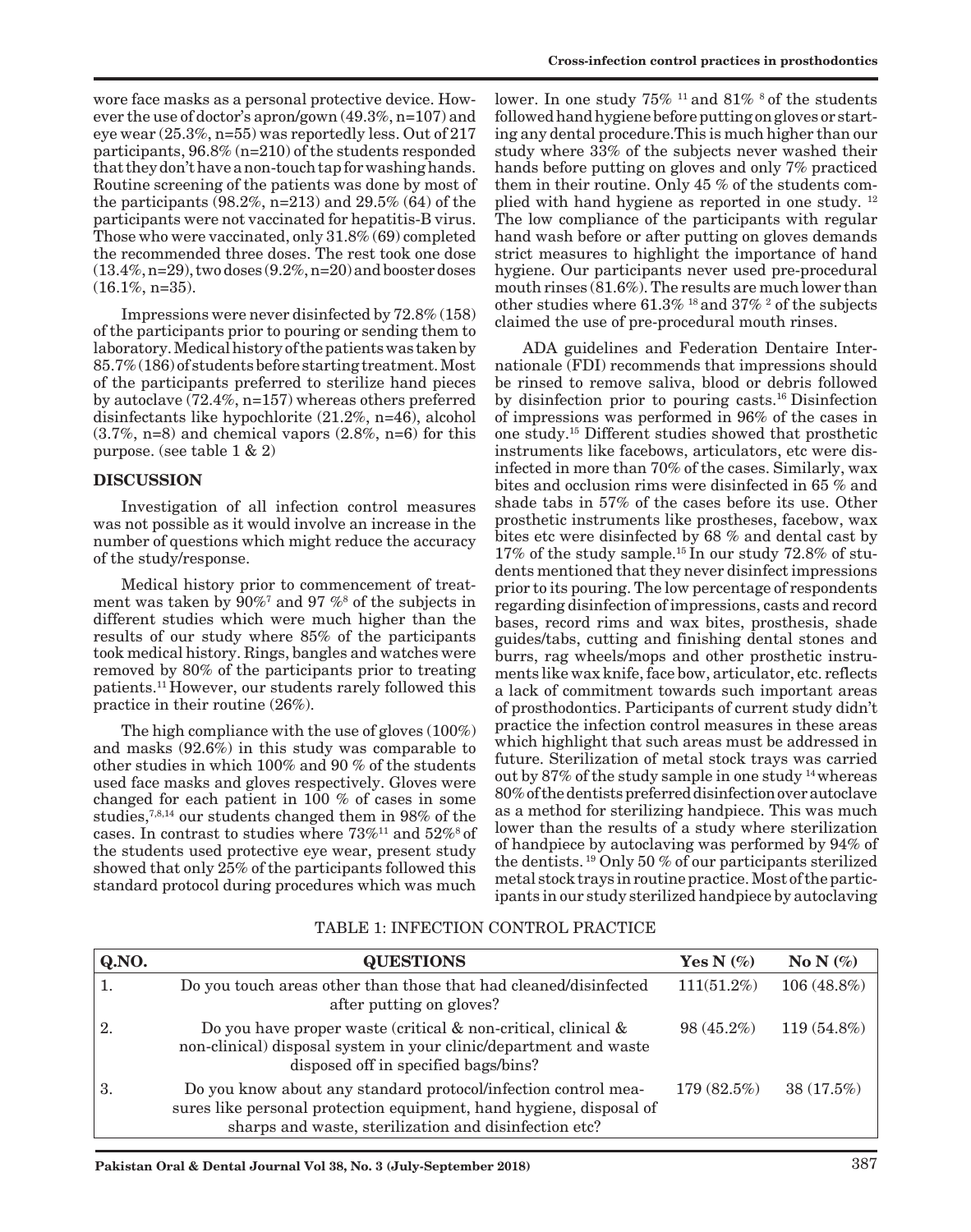wore face masks as a personal protective device. However the use of doctor's apron/gown (49.3%, n=107) and eye wear (25.3%, n=55) was reportedly less. Out of 217 participants, 96.8% (n=210) of the students responded that they don't have a non-touch tap for washing hands. Routine screening of the patients was done by most of the participants (98.2%, n=213) and 29.5% (64) of the participants were not vaccinated for hepatitis-B virus. Those who were vaccinated, only 31.8% (69) completed the recommended three doses. The rest took one dose (13.4%, n=29), two doses (9.2%, n=20) and booster doses (16.1%, n=35).

Impressions were never disinfected by 72.8% (158) of the participants prior to pouring or sending them to laboratory. Medical history of the patients was taken by 85.7% (186) of students before starting treatment. Most of the participants preferred to sterilize hand pieces by autoclave (72.4%, n=157) whereas others preferred disinfectants like hypochlorite (21.2%, n=46), alcohol (3.7%, n=8) and chemical vapors (2.8%, n=6) for this purpose. (see table 1 & 2)

## DISCUSSION

Investigation of all infection control measures was not possible as it would involve an increase in the number of questions which might reduce the accuracy of the study/response.

Medical history prior to commencement of treatment was taken by 90%[7] and 97 %[8] of the subjects in different studies which were much higher than the results of our study where 85% of the participants took medical history. Rings, bangles and watches were removed by 80% of the participants prior to treating patients.[11] However, our students rarely followed this practice in their routine (26%).

The high compliance with the use of gloves (100%) and masks (92.6%) in this study was comparable to other studies in which 100% and 90 % of the students used face masks and gloves respectively. Gloves were changed for each patient in 100 % of cases in some studies,[7,8,14] our students changed them in 98% of the cases. In contrast to studies where 73%[11] and 52%[8] of the students used protective eye wear, present study showed that only 25% of the participants followed this standard protocol during procedures which was much lower. In one study 75% [11] and 81% [8] of the students followed hand hygiene before putting on gloves or starting any dental procedure.This is much higher than our study where 33% of the subjects never washed their hands before putting on gloves and only 7% practiced them in their routine. Only 45 % of the students complied with hand hygiene as reported in one study. [12] The low compliance of the participants with regular hand wash before or after putting on gloves demands strict measures to highlight the importance of hand hygiene. Our participants never used pre-procedural mouth rinses (81.6%). The results are much lower than other studies where 61.3% [18] and 37% [2] of the subjects claimed the use of pre-procedural mouth rinses.

ADA guidelines and Federation Dentaire Internationale (FDI) recommends that impressions should be rinsed to remove saliva, blood or debris followed by disinfection prior to pouring casts.[16] Disinfection of impressions was performed in 96% of the cases in one study.[15] Different studies showed that prosthetic instruments like facebows, articulators, etc were disinfected in more than 70% of the cases. Similarly, wax bites and occlusion rims were disinfected in 65 % and shade tabs in 57% of the cases before its use. Other prosthetic instruments like prostheses, facebow, wax bites etc were disinfected by 68 % and dental cast by 17% of the study sample.[15] In our study 72.8% of students mentioned that they never disinfect impressions prior to its pouring. The low percentage of respondents regarding disinfection of impressions, casts and record bases, record rims and wax bites, prosthesis, shade guides/tabs, cutting and finishing dental stones and burrs, rag wheels/mops and other prosthetic instruments like wax knife, face bow, articulator, etc. reflects a lack of commitment towards such important areas of prosthodontics. Participants of current study didn't practice the infection control measures in these areas which highlight that such areas must be addressed in future. Sterilization of metal stock trays was carried out by 87% of the study sample in one study [14] whereas 80% of the dentists preferred disinfection over autoclave as a method for sterilizing handpiece. This was much lower than the results of a study where sterilization of handpiece by autoclaving was performed by 94% of the dentists. [19] Only 50 % of our participants sterilized metal stock trays in routine practice. Most of the participants in our study sterilized handpiece by autoclaving

TABLE 1: INFECTION CONTROL PRACTICE

| Q.NO. | QUESTIONS | Yes N (%) | No N (%) |
|---|---|---|---|
| 1. | Do you touch areas other than those that had cleaned/disinfected after putting on gloves? | 111(51.2%) | 106 (48.8%) |
| 2. | Do you have proper waste (critical & non-critical, clinical & non-clinical) disposal system in your clinic/department and waste disposed off in specified bags/bins? | 98 (45.2%) | 119 (54.8%) |
| 3. | Do you know about any standard protocol/infection control measures like personal protection equipment, hand hygiene, disposal of sharps and waste, sterilization and disinfection etc? | 179 (82.5%) | 38 (17.5%) |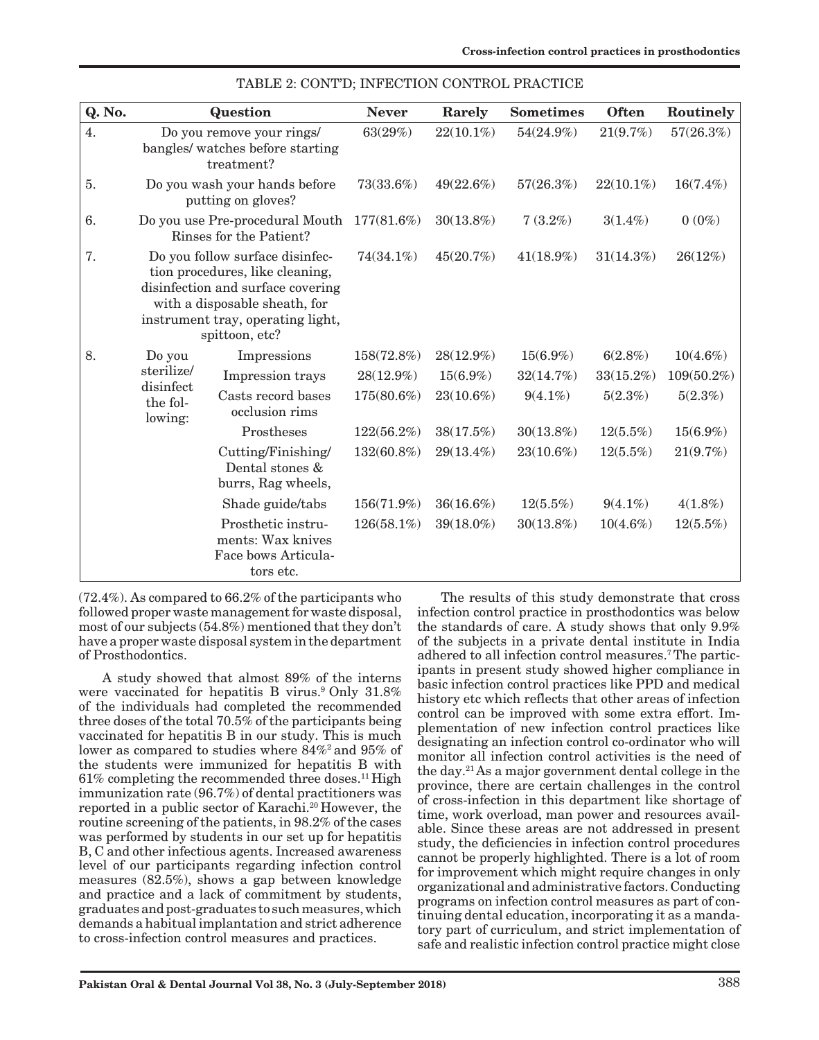TABLE 2: CONT'D; INFECTION CONTROL PRACTICE

| Q. No. | Question | | Never | Rarely | Sometimes | Often | Routinely |
|---|---|---|---|---|---|---|---|
| 4. | Do you remove your rings/ bangles/ watches before starting treatment? | | 63(29%) | 22(10.1%) | 54(24.9%) | 21(9.7%) | 57(26.3%) |
| 5. | Do you wash your hands before putting on gloves? | | 73(33.6%) | 49(22.6%) | 57(26.3%) | 22(10.1%) | 16(7.4%) |
| 6. | Do you use Pre-procedural Mouth Rinses for the Patient? | | 177(81.6%) | 30(13.8%) | 7 (3.2%) | 3(1.4%) | 0 (0%) |
| 7. | Do you follow surface disinfection procedures, like cleaning, disinfection and surface covering with a disposable sheath, for instrument tray, operating light, spittoon, etc? | | 74(34.1%) | 45(20.7%) | 41(18.9%) | 31(14.3%) | 26(12%) |
| 8. | Do you sterilize/ disinfect the following: | Impressions | 158(72.8%) | 28(12.9%) | 15(6.9%) | 6(2.8%) | 10(4.6%) |
| | | Impression trays | 28(12.9%) | 15(6.9%) | 32(14.7%) | 33(15.2%) | 109(50.2%) |
| | | Casts record bases occlusion rims | 175(80.6%) | 23(10.6%) | 9(4.1%) | 5(2.3%) | 5(2.3%) |
| | | Prostheses | 122(56.2%) | 38(17.5%) | 30(13.8%) | 12(5.5%) | 15(6.9%) |
| | | Cutting/Finishing/ Dental stones & burrs, Rag wheels, | 132(60.8%) | 29(13.4%) | 23(10.6%) | 12(5.5%) | 21(9.7%) |
| | | Shade guide/tabs | 156(71.9%) | 36(16.6%) | 12(5.5%) | 9(4.1%) | 4(1.8%) |
| | | Prosthetic instruments: Wax knives Face bows Articulators etc. | 126(58.1%) | 39(18.0%) | 30(13.8%) | 10(4.6%) | 12(5.5%) |

(72.4%). As compared to 66.2% of the participants who followed proper waste management for waste disposal, most of our subjects (54.8%) mentioned that they don't have a proper waste disposal system in the department of Prosthodontics.

A study showed that almost 89% of the interns were vaccinated for hepatitis B virus.[9] Only 31.8% of the individuals had completed the recommended three doses of the total 70.5% of the participants being vaccinated for hepatitis B in our study. This is much lower as compared to studies where 84%[2] and 95% of the students were immunized for hepatitis B with 61% completing the recommended three doses.[11] High immunization rate (96.7%) of dental practitioners was reported in a public sector of Karachi.[20] However, the routine screening of the patients, in 98.2% of the cases was performed by students in our set up for hepatitis B, C and other infectious agents. Increased awareness level of our participants regarding infection control measures (82.5%), shows a gap between knowledge and practice and a lack of commitment by students, graduates and post-graduates to such measures, which demands a habitual implantation and strict adherence to cross-infection control measures and practices.

The results of this study demonstrate that cross infection control practice in prosthodontics was below the standards of care. A study shows that only 9.9% of the subjects in a private dental institute in India adhered to all infection control measures.[7] The participants in present study showed higher compliance in basic infection control practices like PPD and medical history etc which reflects that other areas of infection control can be improved with some extra effort. Implementation of new infection control practices like designating an infection control co-ordinator who will monitor all infection control activities is the need of the day.[21] As a major government dental college in the province, there are certain challenges in the control of cross-infection in this department like shortage of time, work overload, man power and resources available. Since these areas are not addressed in present study, the deficiencies in infection control procedures cannot be properly highlighted. There is a lot of room for improvement which might require changes in only organizational and administrative factors. Conducting programs on infection control measures as part of continuing dental education, incorporating it as a mandatory part of curriculum, and strict implementation of safe and realistic infection control practice might close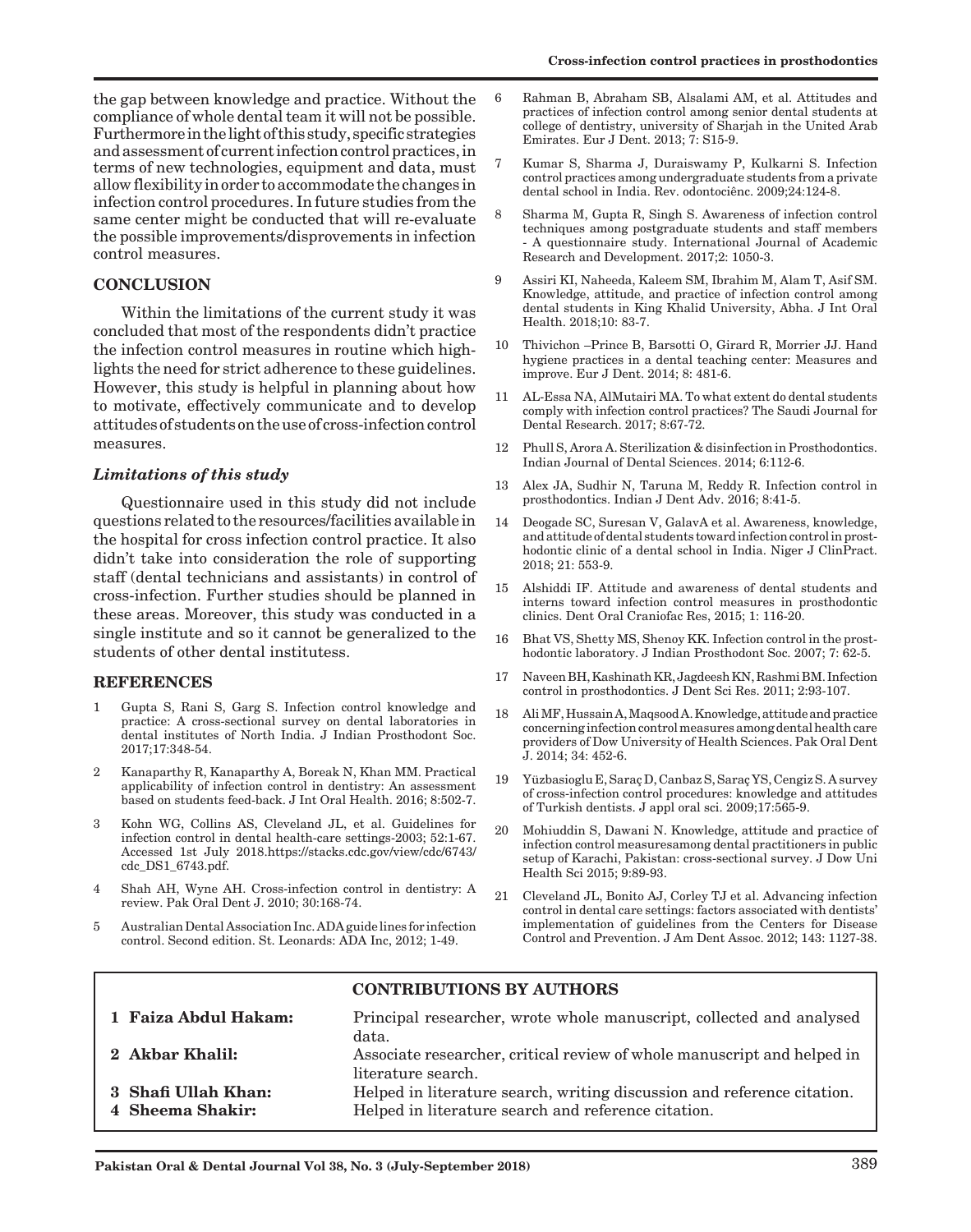the gap between knowledge and practice. Without the compliance of whole dental team it will not be possible. Furthermore in the light of this study, specific strategies and assessment of current infection control practices, in terms of new technologies, equipment and data, must allow flexibility in order to accommodate the changes in infection control procedures. In future studies from the same center might be conducted that will re-evaluate the possible improvements/disprovements in infection control measures.

## CONCLUSION

Within the limitations of the current study it was concluded that most of the respondents didn't practice the infection control measures in routine which highlights the need for strict adherence to these guidelines. However, this study is helpful in planning about how to motivate, effectively communicate and to develop attitudes of students on the use of cross-infection control measures.

### *Limitations of this study*

Questionnaire used in this study did not include questions related to the resources/facilities available in the hospital for cross infection control practice. It also didn't take into consideration the role of supporting staff (dental technicians and assistants) in control of cross-infection. Further studies should be planned in these areas. Moreover, this study was conducted in a single institute and so it cannot be generalized to the students of other dental institutess.

## REFERENCES

1. Gupta S, Rani S, Garg S. Infection control knowledge and practice: A cross-sectional survey on dental laboratories in dental institutes of North India. J Indian Prosthodont Soc. 2017;17:348-54.
2. Kanaparthy R, Kanaparthy A, Boreak N, Khan MM. Practical applicability of infection control in dentistry: An assessment based on students feed-back. J Int Oral Health. 2016; 8:502-7.
3. Kohn WG, Collins AS, Cleveland JL, et al. Guidelines for infection control in dental health-care settings-2003; 52:1-67. Accessed 1st July 2018.https://stacks.cdc.gov/view/cdc/6743/cdc_DS1_6743.pdf.
4. Shah AH, Wyne AH. Cross-infection control in dentistry: A review. Pak Oral Dent J. 2010; 30:168-74.
5. Australian Dental Association Inc. ADA guide lines for infection control. Second edition. St. Leonards: ADA Inc, 2012; 1-49.
6. Rahman B, Abraham SB, Alsalami AM, et al. Attitudes and practices of infection control among senior dental students at college of dentistry, university of Sharjah in the United Arab Emirates. Eur J Dent. 2013; 7: S15-9.
7. Kumar S, Sharma J, Duraiswamy P, Kulkarni S. Infection control practices among undergraduate students from a private dental school in India. Rev. odontociênc. 2009;24:124-8.
8. Sharma M, Gupta R, Singh S. Awareness of infection control techniques among postgraduate students and staff members - A questionnaire study. International Journal of Academic Research and Development. 2017;2: 1050-3.
9. Assiri KI, Naheeda, Kaleem SM, Ibrahim M, Alam T, Asif SM. Knowledge, attitude, and practice of infection control among dental students in King Khalid University, Abha. J Int Oral Health. 2018;10: 83-7.
10. Thivichon –Prince B, Barsotti O, Girard R, Morrier JJ. Hand hygiene practices in a dental teaching center: Measures and improve. Eur J Dent. 2014; 8: 481-6.
11. AL-Essa NA, AlMutairi MA. To what extent do dental students comply with infection control practices? The Saudi Journal for Dental Research. 2017; 8:67-72.
12. Phull S, Arora A. Sterilization & disinfection in Prosthodontics. Indian Journal of Dental Sciences. 2014; 6:112-6.
13. Alex JA, Sudhir N, Taruna M, Reddy R. Infection control in prosthodontics. Indian J Dent Adv. 2016; 8:41-5.
14. Deogade SC, Suresan V, GalavA et al. Awareness, knowledge, and attitude of dental students toward infection control in prosthodontic clinic of a dental school in India. Niger J ClinPract. 2018; 21: 553-9.
15. Alshiddi IF. Attitude and awareness of dental students and interns toward infection control measures in prosthodontic clinics. Dent Oral Craniofac Res, 2015; 1: 116-20.
16. Bhat VS, Shetty MS, Shenoy KK. Infection control in the prosthodontic laboratory. J Indian Prosthodont Soc. 2007; 7: 62-5.
17. Naveen BH, Kashinath KR, Jagdeesh KN, Rashmi BM. Infection control in prosthodontics. J Dent Sci Res. 2011; 2:93-107.
18. Ali MF, Hussain A, Maqsood A. Knowledge, attitude and practice concerning infection control measures among dental health care providers of Dow University of Health Sciences. Pak Oral Dent J. 2014; 34: 452-6.
19. Yüzbasioglu E, Saraç D, Canbaz S, Saraç YS, Cengiz S. A survey of cross-infection control procedures: knowledge and attitudes of Turkish dentists. J appl oral sci. 2009;17:565-9.
20. Mohiuddin S, Dawani N. Knowledge, attitude and practice of infection control measuresamong dental practitioners in public setup of Karachi, Pakistan: cross-sectional survey. J Dow Uni Health Sci 2015; 9:89-93.
21. Cleveland JL, Bonito AJ, Corley TJ et al. Advancing infection control in dental care settings: factors associated with dentists' implementation of guidelines from the Centers for Disease Control and Prevention. J Am Dent Assoc. 2012; 143: 1127-38.

## CONTRIBUTIONS BY AUTHORS

| | |
|---|---|
| **1 Faiza Abdul Hakam:** | Principal researcher, wrote whole manuscript, collected and analysed data. |
| **2 Akbar Khalil:** | Associate researcher, critical review of whole manuscript and helped in literature search. |
| **3 Shafi Ullah Khan:** | Helped in literature search, writing discussion and reference citation. |
| **4 Sheema Shakir:** | Helped in literature search and reference citation. |